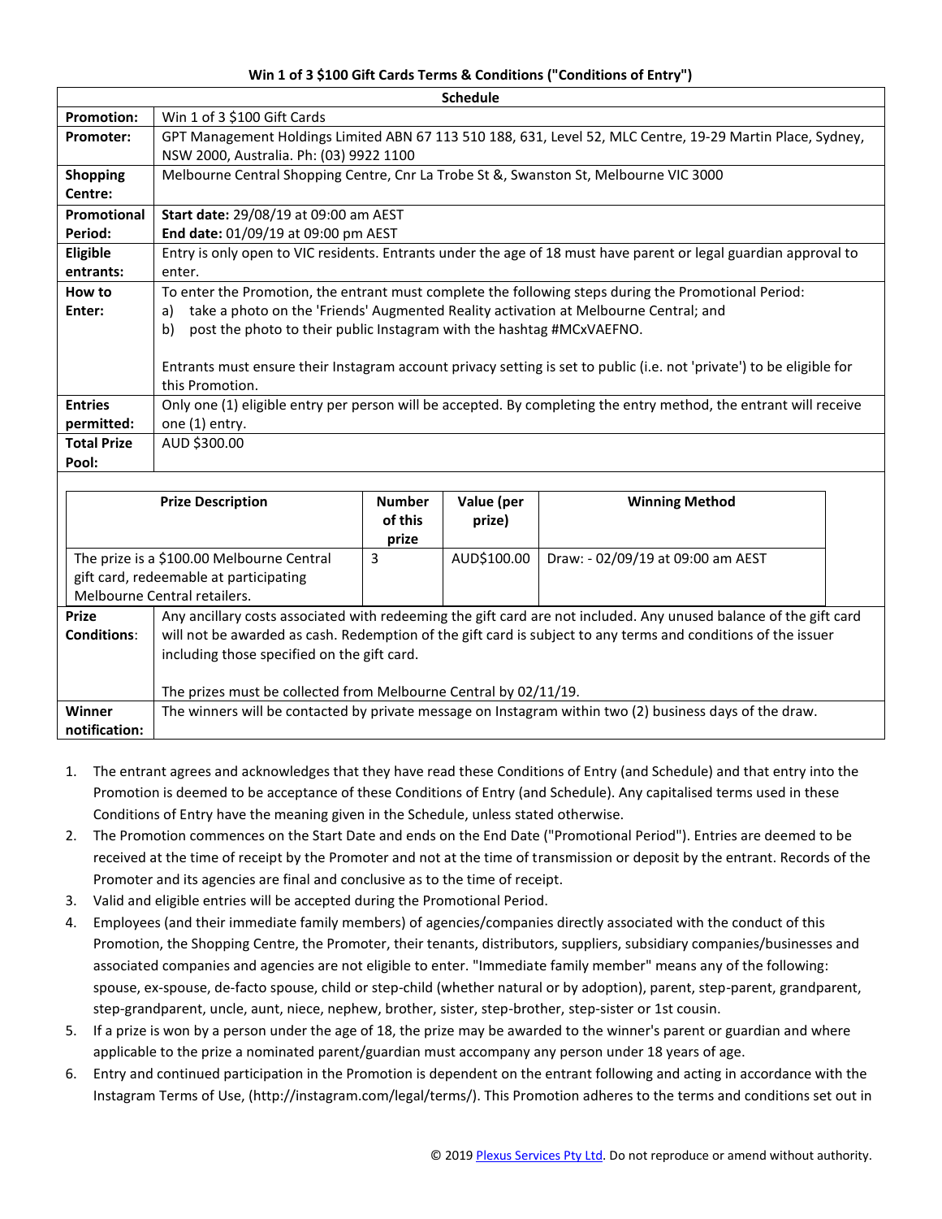**Win 1 of 3 $100 Gift Cards Terms & Conditions ("Conditions of Entry")**

| Schedule | |
|---|---|
| **Promotion:** | Win 1 of 3 $100 Gift Cards |
| **Promoter:** | GPT Management Holdings Limited ABN 67 113 510 188, 631, Level 52, MLC Centre, 19-29 Martin Place, Sydney, NSW 2000, Australia. Ph: (03) 9922 1100 |
| **Shopping Centre:** | Melbourne Central Shopping Centre, Cnr La Trobe St &, Swanston St, Melbourne VIC 3000 |
| **Promotional Period:** | **Start date:** 29/08/19 at 09:00 am AEST<br>**End date:** 01/09/19 at 09:00 pm AEST |
| **Eligible entrants:** | Entry is only open to VIC residents. Entrants under the age of 18 must have parent or legal guardian approval to enter. |
| **How to Enter:** | To enter the Promotion, the entrant must complete the following steps during the Promotional Period:<br>a) take a photo on the 'Friends' Augmented Reality activation at Melbourne Central; and<br>b) post the photo to their public Instagram with the hashtag #MCxVAEFNO.<br><br>Entrants must ensure their Instagram account privacy setting is set to public (i.e. not 'private') to be eligible for this Promotion. |
| **Entries permitted:** | Only one (1) eligible entry per person will be accepted. By completing the entry method, the entrant will receive one (1) entry. |
| **Total Prize Pool:** | AUD $300.00 |

| Prize Description | Number of this prize | Value (per prize) | Winning Method |
|---|---|---|---|
| The prize is a $100.00 Melbourne Central gift card, redeemable at participating Melbourne Central retailers. | 3 | AUD$100.00 | Draw: - 02/09/19 at 09:00 am AEST |

| | |
|---|---|
| **Prize Conditions:** | Any ancillary costs associated with redeeming the gift card are not included. Any unused balance of the gift card will not be awarded as cash. Redemption of the gift card is subject to any terms and conditions of the issuer including those specified on the gift card.<br><br>The prizes must be collected from Melbourne Central by 02/11/19. |
| **Winner notification:** | The winners will be contacted by private message on Instagram within two (2) business days of the draw. |

1. The entrant agrees and acknowledges that they have read these Conditions of Entry (and Schedule) and that entry into the Promotion is deemed to be acceptance of these Conditions of Entry (and Schedule). Any capitalised terms used in these Conditions of Entry have the meaning given in the Schedule, unless stated otherwise.
2. The Promotion commences on the Start Date and ends on the End Date ("Promotional Period"). Entries are deemed to be received at the time of receipt by the Promoter and not at the time of transmission or deposit by the entrant. Records of the Promoter and its agencies are final and conclusive as to the time of receipt.
3. Valid and eligible entries will be accepted during the Promotional Period.
4. Employees (and their immediate family members) of agencies/companies directly associated with the conduct of this Promotion, the Shopping Centre, the Promoter, their tenants, distributors, suppliers, subsidiary companies/businesses and associated companies and agencies are not eligible to enter. "Immediate family member" means any of the following: spouse, ex-spouse, de-facto spouse, child or step-child (whether natural or by adoption), parent, step-parent, grandparent, step-grandparent, uncle, aunt, niece, nephew, brother, sister, step-brother, step-sister or 1st cousin.
5. If a prize is won by a person under the age of 18, the prize may be awarded to the winner's parent or guardian and where applicable to the prize a nominated parent/guardian must accompany any person under 18 years of age.
6. Entry and continued participation in the Promotion is dependent on the entrant following and acting in accordance with the Instagram Terms of Use, (http://instagram.com/legal/terms/). This Promotion adheres to the terms and conditions set out in

© 2019 Plexus Services Pty Ltd. Do not reproduce or amend without authority.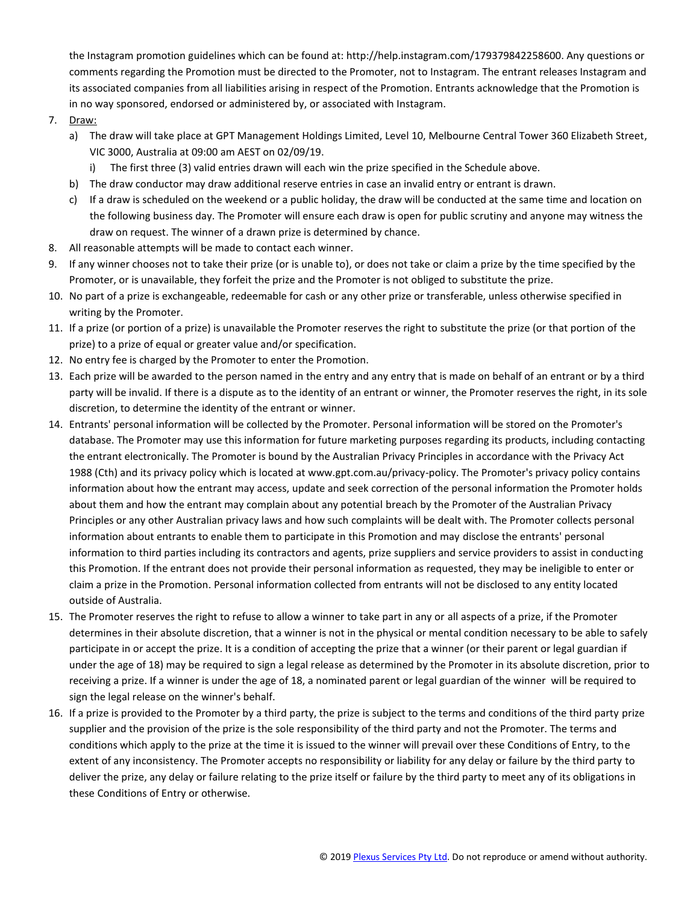the Instagram promotion guidelines which can be found at: http://help.instagram.com/179379842258600. Any questions or comments regarding the Promotion must be directed to the Promoter, not to Instagram. The entrant releases Instagram and its associated companies from all liabilities arising in respect of the Promotion. Entrants acknowledge that the Promotion is in no way sponsored, endorsed or administered by, or associated with Instagram.

7. Draw:
   a) The draw will take place at GPT Management Holdings Limited, Level 10, Melbourne Central Tower 360 Elizabeth Street, VIC 3000, Australia at 09:00 am AEST on 02/09/19.
      i) The first three (3) valid entries drawn will each win the prize specified in the Schedule above.
   b) The draw conductor may draw additional reserve entries in case an invalid entry or entrant is drawn.
   c) If a draw is scheduled on the weekend or a public holiday, the draw will be conducted at the same time and location on the following business day. The Promoter will ensure each draw is open for public scrutiny and anyone may witness the draw on request. The winner of a drawn prize is determined by chance.
8. All reasonable attempts will be made to contact each winner.
9. If any winner chooses not to take their prize (or is unable to), or does not take or claim a prize by the time specified by the Promoter, or is unavailable, they forfeit the prize and the Promoter is not obliged to substitute the prize.
10. No part of a prize is exchangeable, redeemable for cash or any other prize or transferable, unless otherwise specified in writing by the Promoter.
11. If a prize (or portion of a prize) is unavailable the Promoter reserves the right to substitute the prize (or that portion of the prize) to a prize of equal or greater value and/or specification.
12. No entry fee is charged by the Promoter to enter the Promotion.
13. Each prize will be awarded to the person named in the entry and any entry that is made on behalf of an entrant or by a third party will be invalid. If there is a dispute as to the identity of an entrant or winner, the Promoter reserves the right, in its sole discretion, to determine the identity of the entrant or winner.
14. Entrants' personal information will be collected by the Promoter. Personal information will be stored on the Promoter's database. The Promoter may use this information for future marketing purposes regarding its products, including contacting the entrant electronically. The Promoter is bound by the Australian Privacy Principles in accordance with the Privacy Act 1988 (Cth) and its privacy policy which is located at www.gpt.com.au/privacy-policy. The Promoter's privacy policy contains information about how the entrant may access, update and seek correction of the personal information the Promoter holds about them and how the entrant may complain about any potential breach by the Promoter of the Australian Privacy Principles or any other Australian privacy laws and how such complaints will be dealt with. The Promoter collects personal information about entrants to enable them to participate in this Promotion and may disclose the entrants' personal information to third parties including its contractors and agents, prize suppliers and service providers to assist in conducting this Promotion. If the entrant does not provide their personal information as requested, they may be ineligible to enter or claim a prize in the Promotion. Personal information collected from entrants will not be disclosed to any entity located outside of Australia.
15. The Promoter reserves the right to refuse to allow a winner to take part in any or all aspects of a prize, if the Promoter determines in their absolute discretion, that a winner is not in the physical or mental condition necessary to be able to safely participate in or accept the prize. It is a condition of accepting the prize that a winner (or their parent or legal guardian if under the age of 18) may be required to sign a legal release as determined by the Promoter in its absolute discretion, prior to receiving a prize. If a winner is under the age of 18, a nominated parent or legal guardian of the winner will be required to sign the legal release on the winner's behalf.
16. If a prize is provided to the Promoter by a third party, the prize is subject to the terms and conditions of the third party prize supplier and the provision of the prize is the sole responsibility of the third party and not the Promoter. The terms and conditions which apply to the prize at the time it is issued to the winner will prevail over these Conditions of Entry, to the extent of any inconsistency. The Promoter accepts no responsibility or liability for any delay or failure by the third party to deliver the prize, any delay or failure relating to the prize itself or failure by the third party to meet any of its obligations in these Conditions of Entry or otherwise.

© 2019 Plexus Services Pty Ltd. Do not reproduce or amend without authority.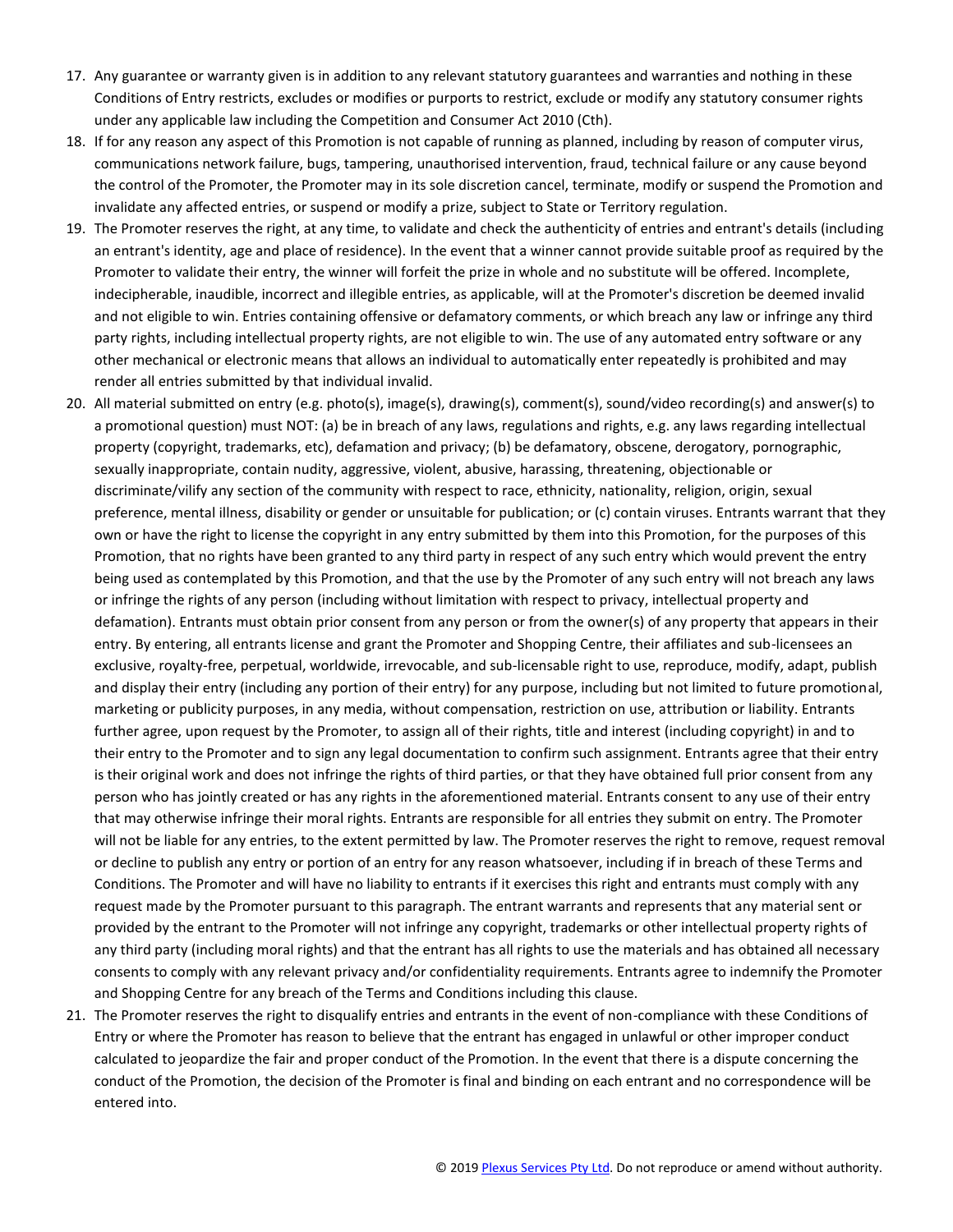17. Any guarantee or warranty given is in addition to any relevant statutory guarantees and warranties and nothing in these Conditions of Entry restricts, excludes or modifies or purports to restrict, exclude or modify any statutory consumer rights under any applicable law including the Competition and Consumer Act 2010 (Cth).
18. If for any reason any aspect of this Promotion is not capable of running as planned, including by reason of computer virus, communications network failure, bugs, tampering, unauthorised intervention, fraud, technical failure or any cause beyond the control of the Promoter, the Promoter may in its sole discretion cancel, terminate, modify or suspend the Promotion and invalidate any affected entries, or suspend or modify a prize, subject to State or Territory regulation.
19. The Promoter reserves the right, at any time, to validate and check the authenticity of entries and entrant's details (including an entrant's identity, age and place of residence). In the event that a winner cannot provide suitable proof as required by the Promoter to validate their entry, the winner will forfeit the prize in whole and no substitute will be offered. Incomplete, indecipherable, inaudible, incorrect and illegible entries, as applicable, will at the Promoter's discretion be deemed invalid and not eligible to win. Entries containing offensive or defamatory comments, or which breach any law or infringe any third party rights, including intellectual property rights, are not eligible to win. The use of any automated entry software or any other mechanical or electronic means that allows an individual to automatically enter repeatedly is prohibited and may render all entries submitted by that individual invalid.
20. All material submitted on entry (e.g. photo(s), image(s), drawing(s), comment(s), sound/video recording(s) and answer(s) to a promotional question) must NOT: (a) be in breach of any laws, regulations and rights, e.g. any laws regarding intellectual property (copyright, trademarks, etc), defamation and privacy; (b) be defamatory, obscene, derogatory, pornographic, sexually inappropriate, contain nudity, aggressive, violent, abusive, harassing, threatening, objectionable or discriminate/vilify any section of the community with respect to race, ethnicity, nationality, religion, origin, sexual preference, mental illness, disability or gender or unsuitable for publication; or (c) contain viruses. Entrants warrant that they own or have the right to license the copyright in any entry submitted by them into this Promotion, for the purposes of this Promotion, that no rights have been granted to any third party in respect of any such entry which would prevent the entry being used as contemplated by this Promotion, and that the use by the Promoter of any such entry will not breach any laws or infringe the rights of any person (including without limitation with respect to privacy, intellectual property and defamation). Entrants must obtain prior consent from any person or from the owner(s) of any property that appears in their entry. By entering, all entrants license and grant the Promoter and Shopping Centre, their affiliates and sub-licensees an exclusive, royalty-free, perpetual, worldwide, irrevocable, and sub-licensable right to use, reproduce, modify, adapt, publish and display their entry (including any portion of their entry) for any purpose, including but not limited to future promotional, marketing or publicity purposes, in any media, without compensation, restriction on use, attribution or liability. Entrants further agree, upon request by the Promoter, to assign all of their rights, title and interest (including copyright) in and to their entry to the Promoter and to sign any legal documentation to confirm such assignment. Entrants agree that their entry is their original work and does not infringe the rights of third parties, or that they have obtained full prior consent from any person who has jointly created or has any rights in the aforementioned material. Entrants consent to any use of their entry that may otherwise infringe their moral rights. Entrants are responsible for all entries they submit on entry. The Promoter will not be liable for any entries, to the extent permitted by law. The Promoter reserves the right to remove, request removal or decline to publish any entry or portion of an entry for any reason whatsoever, including if in breach of these Terms and Conditions. The Promoter and will have no liability to entrants if it exercises this right and entrants must comply with any request made by the Promoter pursuant to this paragraph. The entrant warrants and represents that any material sent or provided by the entrant to the Promoter will not infringe any copyright, trademarks or other intellectual property rights of any third party (including moral rights) and that the entrant has all rights to use the materials and has obtained all necessary consents to comply with any relevant privacy and/or confidentiality requirements. Entrants agree to indemnify the Promoter and Shopping Centre for any breach of the Terms and Conditions including this clause.
21. The Promoter reserves the right to disqualify entries and entrants in the event of non-compliance with these Conditions of Entry or where the Promoter has reason to believe that the entrant has engaged in unlawful or other improper conduct calculated to jeopardize the fair and proper conduct of the Promotion. In the event that there is a dispute concerning the conduct of the Promotion, the decision of the Promoter is final and binding on each entrant and no correspondence will be entered into.

© 2019 Plexus Services Pty Ltd. Do not reproduce or amend without authority.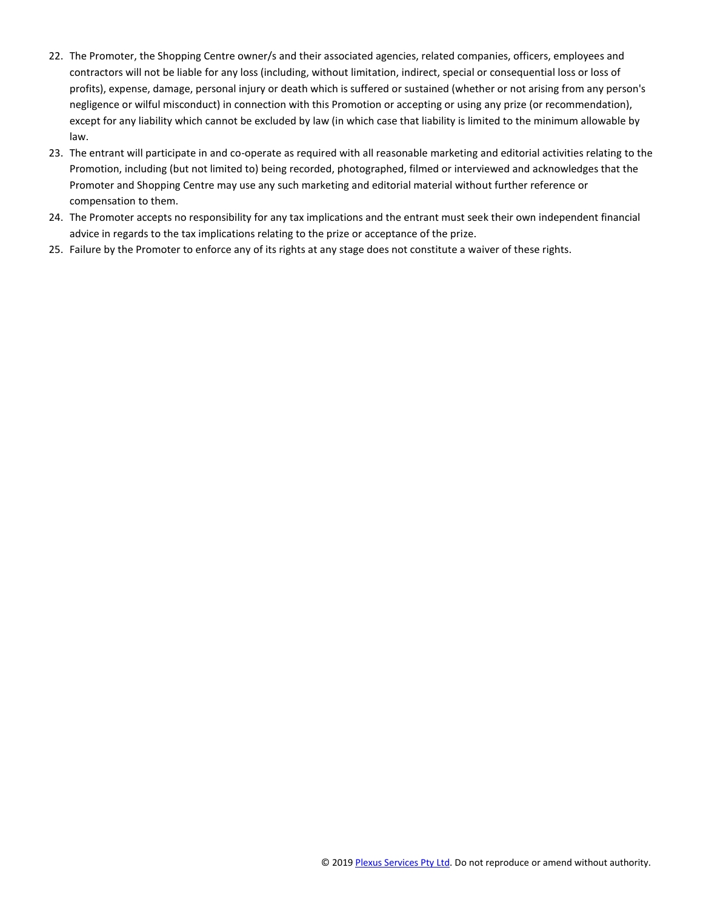22. The Promoter, the Shopping Centre owner/s and their associated agencies, related companies, officers, employees and contractors will not be liable for any loss (including, without limitation, indirect, special or consequential loss or loss of profits), expense, damage, personal injury or death which is suffered or sustained (whether or not arising from any person's negligence or wilful misconduct) in connection with this Promotion or accepting or using any prize (or recommendation), except for any liability which cannot be excluded by law (in which case that liability is limited to the minimum allowable by law.
23. The entrant will participate in and co-operate as required with all reasonable marketing and editorial activities relating to the Promotion, including (but not limited to) being recorded, photographed, filmed or interviewed and acknowledges that the Promoter and Shopping Centre may use any such marketing and editorial material without further reference or compensation to them.
24. The Promoter accepts no responsibility for any tax implications and the entrant must seek their own independent financial advice in regards to the tax implications relating to the prize or acceptance of the prize.
25. Failure by the Promoter to enforce any of its rights at any stage does not constitute a waiver of these rights.